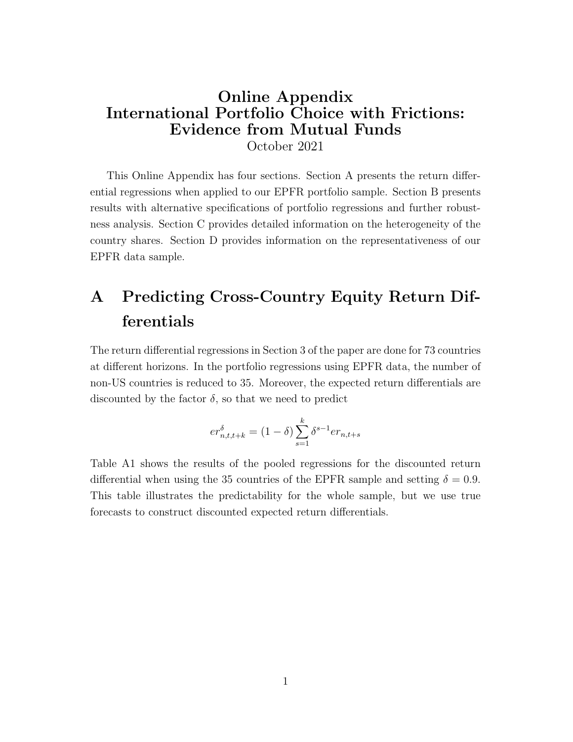# Online Appendix
# International Portfolio Choice with Frictions: Evidence from Mutual Funds

October 2021

This Online Appendix has four sections. Section A presents the return differential regressions when applied to our EPFR portfolio sample. Section B presents results with alternative specifications of portfolio regressions and further robustness analysis. Section C provides detailed information on the heterogeneity of the country shares. Section D provides information on the representativeness of our EPFR data sample.

## A Predicting Cross-Country Equity Return Differentials

The return differential regressions in Section 3 of the paper are done for 73 countries at different horizons. In the portfolio regressions using EPFR data, the number of non-US countries is reduced to 35. Moreover, the expected return differentials are discounted by the factor $\delta$, so that we need to predict

$$er^{\delta}_{n,t,t+k} = (1-\delta)\sum_{s=1}^{k}\delta^{s-1}er_{n,t+s}$$

Table A1 shows the results of the pooled regressions for the discounted return differential when using the 35 countries of the EPFR sample and setting $\delta = 0.9$. This table illustrates the predictability for the whole sample, but we use true forecasts to construct discounted expected return differentials.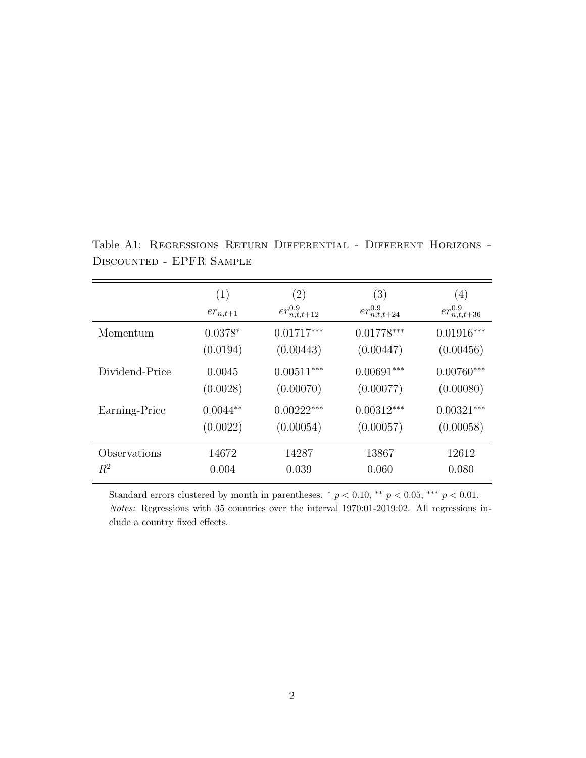Table A1: Regressions Return Differential - Different Horizons - Discounted - EPFR Sample

| | (1) | (2) | (3) | (4) |
|---|---|---|---|---|
| | $er_{n,t+1}$ | $er^{0.9}_{n,t,t+12}$ | $er^{0.9}_{n,t,t+24}$ | $er^{0.9}_{n,t,t+36}$ |
| Momentum | $0.0378^{*}$ | $0.01717^{***}$ | $0.01778^{***}$ | $0.01916^{***}$ |
| | (0.0194) | (0.00443) | (0.00447) | (0.00456) |
| Dividend-Price | 0.0045 | $0.00511^{***}$ | $0.00691^{***}$ | $0.00760^{***}$ |
| | (0.0028) | (0.00070) | (0.00077) | (0.00080) |
| Earning-Price | $0.0044^{**}$ | $0.00222^{***}$ | $0.00312^{***}$ | $0.00321^{***}$ |
| | (0.0022) | (0.00054) | (0.00057) | (0.00058) |
| Observations | 14672 | 14287 | 13867 | 12612 |
| $R^2$ | 0.004 | 0.039 | 0.060 | 0.080 |

Standard errors clustered by month in parentheses. $^{*}$ $p < 0.10$, $^{**}$ $p < 0.05$, $^{***}$ $p < 0.01$.
*Notes:* Regressions with 35 countries over the interval 1970:01-2019:02. All regressions include a country fixed effects.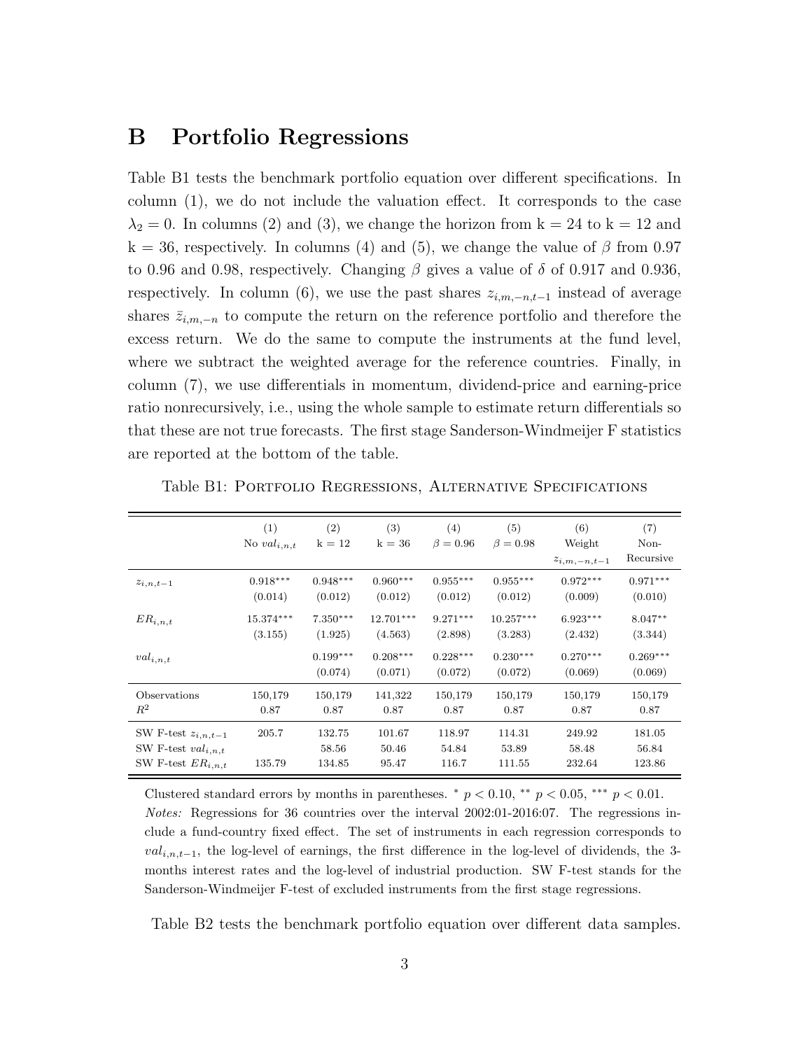# B Portfolio Regressions

Table B1 tests the benchmark portfolio equation over different specifications. In column (1), we do not include the valuation effect. It corresponds to the case $\lambda_2 = 0$. In columns (2) and (3), we change the horizon from k = 24 to k = 12 and k = 36, respectively. In columns (4) and (5), we change the value of $\beta$ from 0.97 to 0.96 and 0.98, respectively. Changing $\beta$ gives a value of $\delta$ of 0.917 and 0.936, respectively. In column (6), we use the past shares $z_{i,m,-n,t-1}$ instead of average shares $\bar{z}_{i,m,-n}$ to compute the return on the reference portfolio and therefore the excess return. We do the same to compute the instruments at the fund level, where we subtract the weighted average for the reference countries. Finally, in column (7), we use differentials in momentum, dividend-price and earning-price ratio nonrecursively, i.e., using the whole sample to estimate return differentials so that these are not true forecasts. The first stage Sanderson-Windmeijer F statistics are reported at the bottom of the table.

Table B1: Portfolio Regressions, Alternative Specifications

| | (1) No $val_{i,n,t}$ | (2) k = 12 | (3) k = 36 | (4) $\beta = 0.96$ | (5) $\beta = 0.98$ | (6) Weight $z_{i,m,-n,t-1}$ | (7) Non-Recursive |
|---|---|---|---|---|---|---|---|
| $z_{i,n,t-1}$ | 0.918*** | 0.948*** | 0.960*** | 0.955*** | 0.955*** | 0.972*** | 0.971*** |
| | (0.014) | (0.012) | (0.012) | (0.012) | (0.012) | (0.009) | (0.010) |
| $ER_{i,n,t}$ | 15.374*** | 7.350*** | 12.701*** | 9.271*** | 10.257*** | 6.923*** | 8.047** |
| | (3.155) | (1.925) | (4.563) | (2.898) | (3.283) | (2.432) | (3.344) |
| $val_{i,n,t}$ | | 0.199*** | 0.208*** | 0.228*** | 0.230*** | 0.270*** | 0.269*** |
| | | (0.074) | (0.071) | (0.072) | (0.072) | (0.069) | (0.069) |
| Observations | 150,179 | 150,179 | 141,322 | 150,179 | 150,179 | 150,179 | 150,179 |
| $R^2$ | 0.87 | 0.87 | 0.87 | 0.87 | 0.87 | 0.87 | 0.87 |
| SW F-test $z_{i,n,t-1}$ | 205.7 | 132.75 | 101.67 | 118.97 | 114.31 | 249.92 | 181.05 |
| SW F-test $val_{i,n,t}$ | | 58.56 | 50.46 | 54.84 | 53.89 | 58.48 | 56.84 |
| SW F-test $ER_{i,n,t}$ | 135.79 | 134.85 | 95.47 | 116.7 | 111.55 | 232.64 | 123.86 |

Clustered standard errors by months in parentheses. * $p < 0.10$, ** $p < 0.05$, *** $p < 0.01$.
*Notes:* Regressions for 36 countries over the interval 2002:01-2016:07. The regressions include a fund-country fixed effect. The set of instruments in each regression corresponds to $val_{i,n,t-1}$, the log-level of earnings, the first difference in the log-level of dividends, the 3-months interest rates and the log-level of industrial production. SW F-test stands for the Sanderson-Windmeijer F-test of excluded instruments from the first stage regressions.

Table B2 tests the benchmark portfolio equation over different data samples.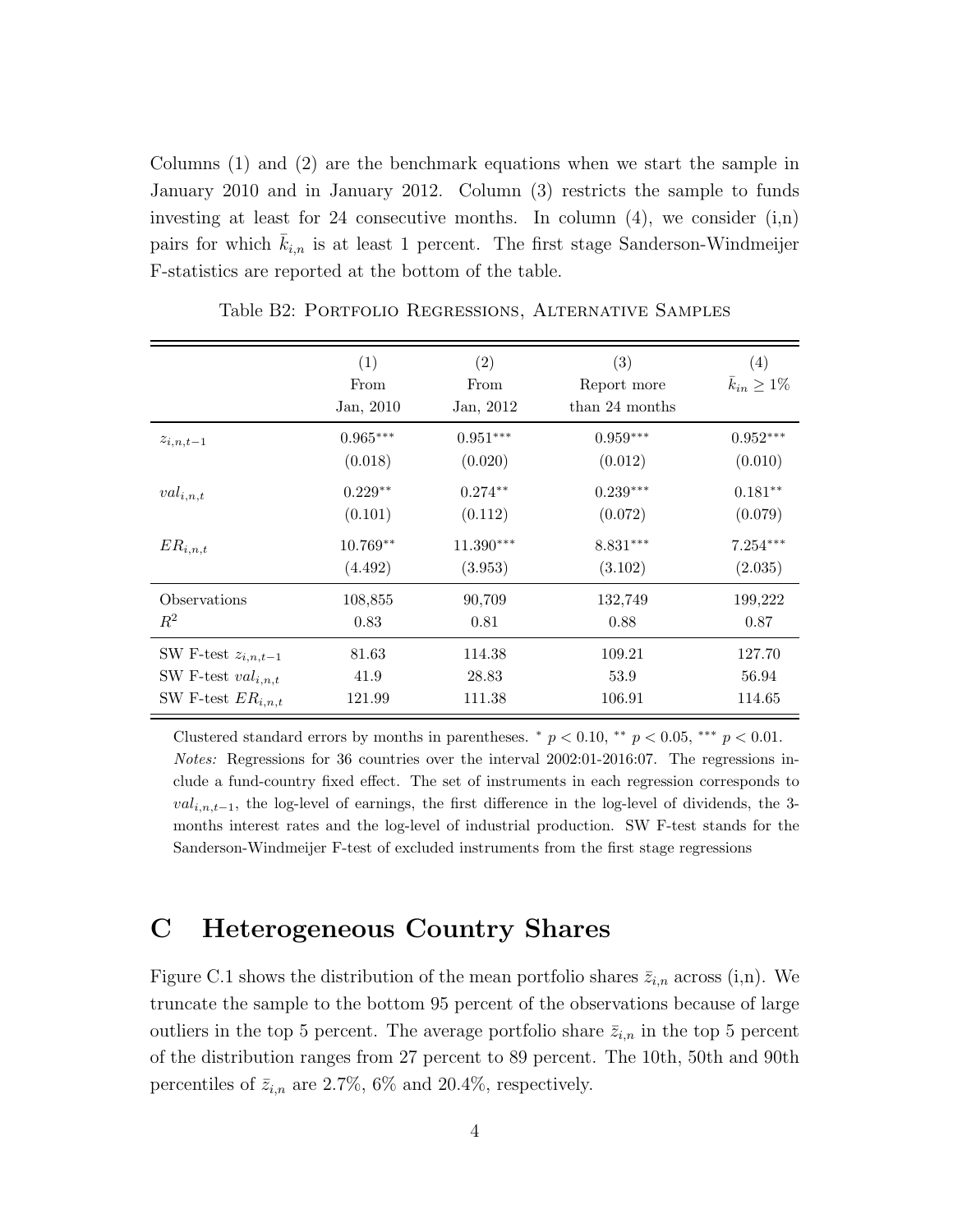Columns (1) and (2) are the benchmark equations when we start the sample in January 2010 and in January 2012. Column (3) restricts the sample to funds investing at least for 24 consecutive months. In column (4), we consider (i,n) pairs for which $\bar{k}_{i,n}$ is at least 1 percent. The first stage Sanderson-Windmeijer F-statistics are reported at the bottom of the table.

Table B2: PORTFOLIO REGRESSIONS, ALTERNATIVE SAMPLES

| | (1) From Jan, 2010 | (2) From Jan, 2012 | (3) Report more than 24 months | (4) $\bar{k}_{in} \geq 1\%$ |
|---|---|---|---|---|
| $z_{i,n,t-1}$ | $0.965^{***}$ | $0.951^{***}$ | $0.959^{***}$ | $0.952^{***}$ |
| | (0.018) | (0.020) | (0.012) | (0.010) |
| $val_{i,n,t}$ | $0.229^{**}$ | $0.274^{**}$ | $0.239^{***}$ | $0.181^{**}$ |
| | (0.101) | (0.112) | (0.072) | (0.079) |
| $ER_{i,n,t}$ | $10.769^{**}$ | $11.390^{***}$ | $8.831^{***}$ | $7.254^{***}$ |
| | (4.492) | (3.953) | (3.102) | (2.035) |
| Observations | 108,855 | 90,709 | 132,749 | 199,222 |
| $R^2$ | 0.83 | 0.81 | 0.88 | 0.87 |
| SW F-test $z_{i,n,t-1}$ | 81.63 | 114.38 | 109.21 | 127.70 |
| SW F-test $val_{i,n,t}$ | 41.9 | 28.83 | 53.9 | 56.94 |
| SW F-test $ER_{i,n,t}$ | 121.99 | 111.38 | 106.91 | 114.65 |

Clustered standard errors by months in parentheses. $^{*}$ $p < 0.10$, $^{**}$ $p < 0.05$, $^{***}$ $p < 0.01$.
*Notes:* Regressions for 36 countries over the interval 2002:01-2016:07. The regressions include a fund-country fixed effect. The set of instruments in each regression corresponds to $val_{i,n,t-1}$, the log-level of earnings, the first difference in the log-level of dividends, the 3-months interest rates and the log-level of industrial production. SW F-test stands for the Sanderson-Windmeijer F-test of excluded instruments from the first stage regressions

# C Heterogeneous Country Shares

Figure C.1 shows the distribution of the mean portfolio shares $\bar{z}_{i,n}$ across (i,n). We truncate the sample to the bottom 95 percent of the observations because of large outliers in the top 5 percent. The average portfolio share $\bar{z}_{i,n}$ in the top 5 percent of the distribution ranges from 27 percent to 89 percent. The 10th, 50th and 90th percentiles of $\bar{z}_{i,n}$ are 2.7%, 6% and 20.4%, respectively.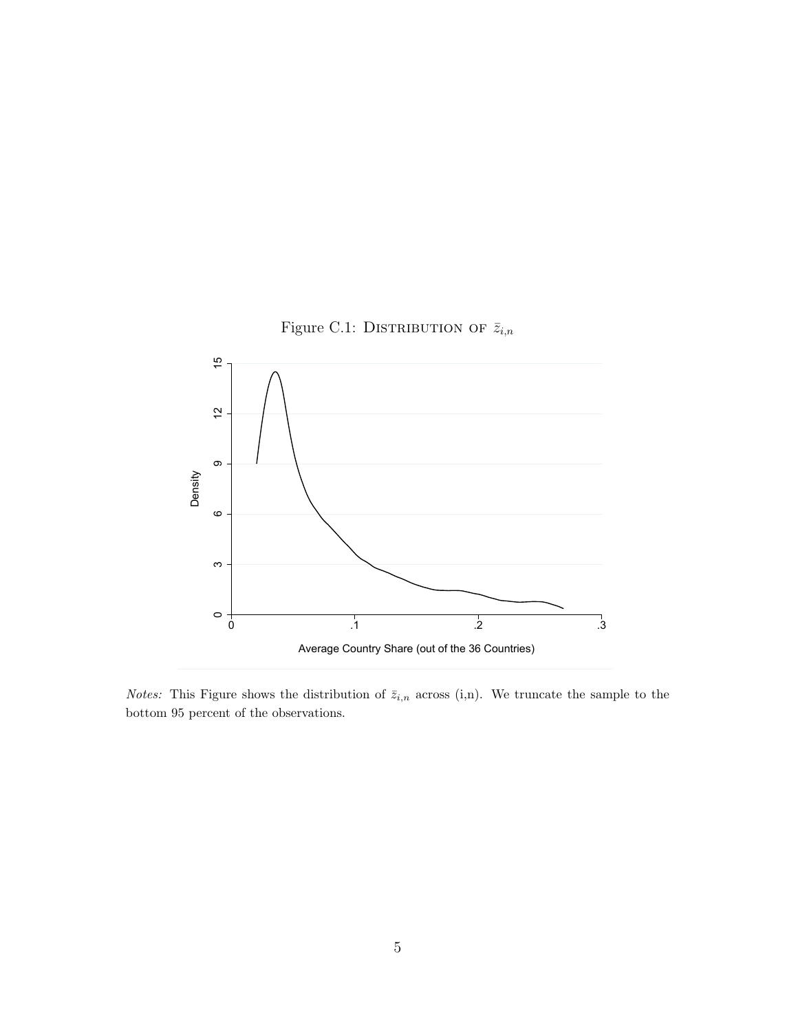Figure C.1: DISTRIBUTION OF $\bar{z}_{i,n}$

*Notes:* This Figure shows the distribution of $\bar{z}_{i,n}$ across (i,n). We truncate the sample to the bottom 95 percent of the observations.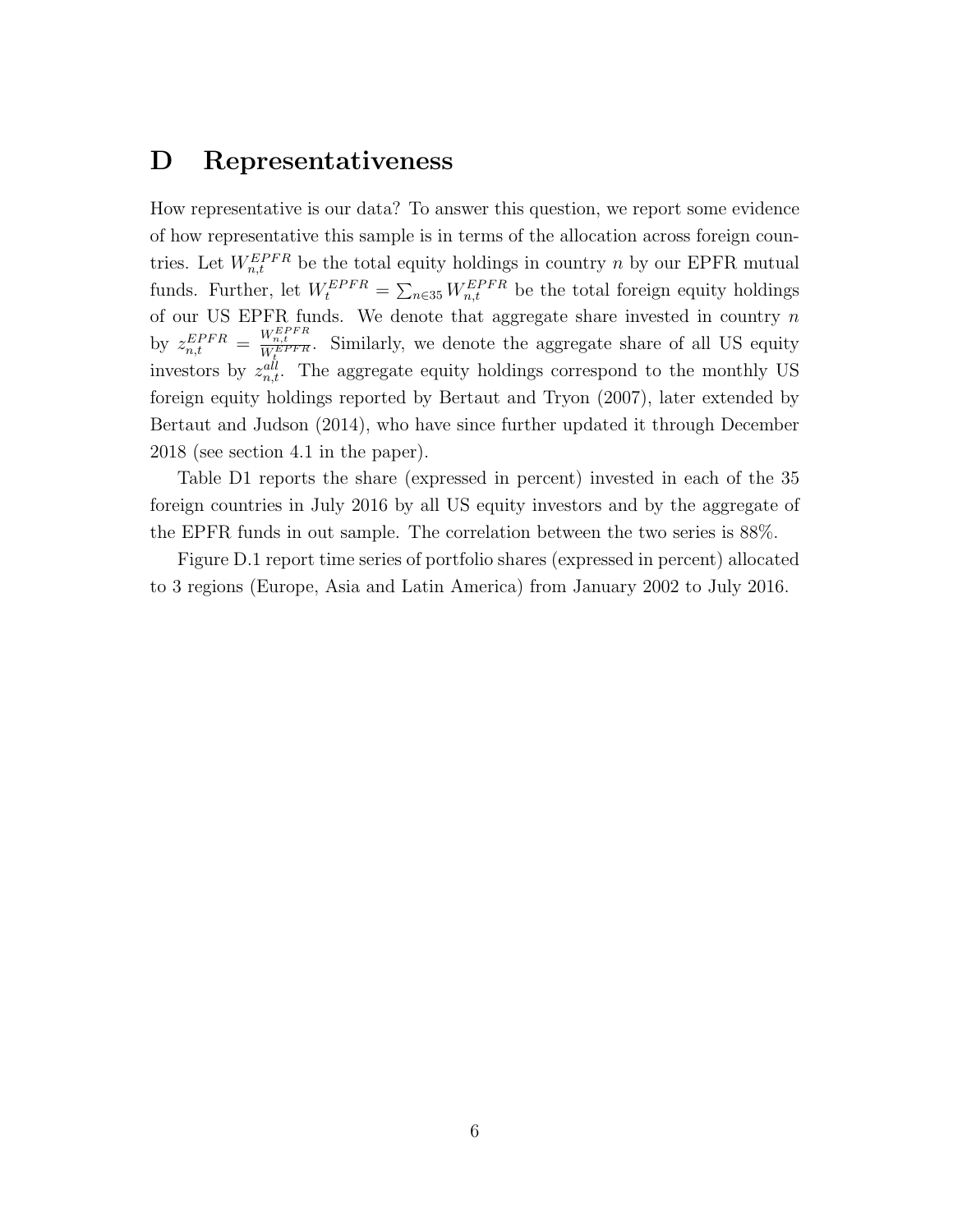# D Representativeness

How representative is our data? To answer this question, we report some evidence of how representative this sample is in terms of the allocation across foreign countries. Let $W_{n,t}^{EPFR}$ be the total equity holdings in country $n$ by our EPFR mutual funds. Further, let $W_t^{EPFR} = \sum_{n \in 35} W_{n,t}^{EPFR}$ be the total foreign equity holdings of our US EPFR funds. We denote that aggregate share invested in country $n$ by $z_{n,t}^{EPFR} = \frac{W_{n,t}^{EPFR}}{W_t^{EPFR}}$. Similarly, we denote the aggregate share of all US equity investors by $z_{n,t}^{all}$. The aggregate equity holdings correspond to the monthly US foreign equity holdings reported by Bertaut and Tryon (2007), later extended by Bertaut and Judson (2014), who have since further updated it through December 2018 (see section 4.1 in the paper).

Table D1 reports the share (expressed in percent) invested in each of the 35 foreign countries in July 2016 by all US equity investors and by the aggregate of the EPFR funds in out sample. The correlation between the two series is 88%.

Figure D.1 report time series of portfolio shares (expressed in percent) allocated to 3 regions (Europe, Asia and Latin America) from January 2002 to July 2016.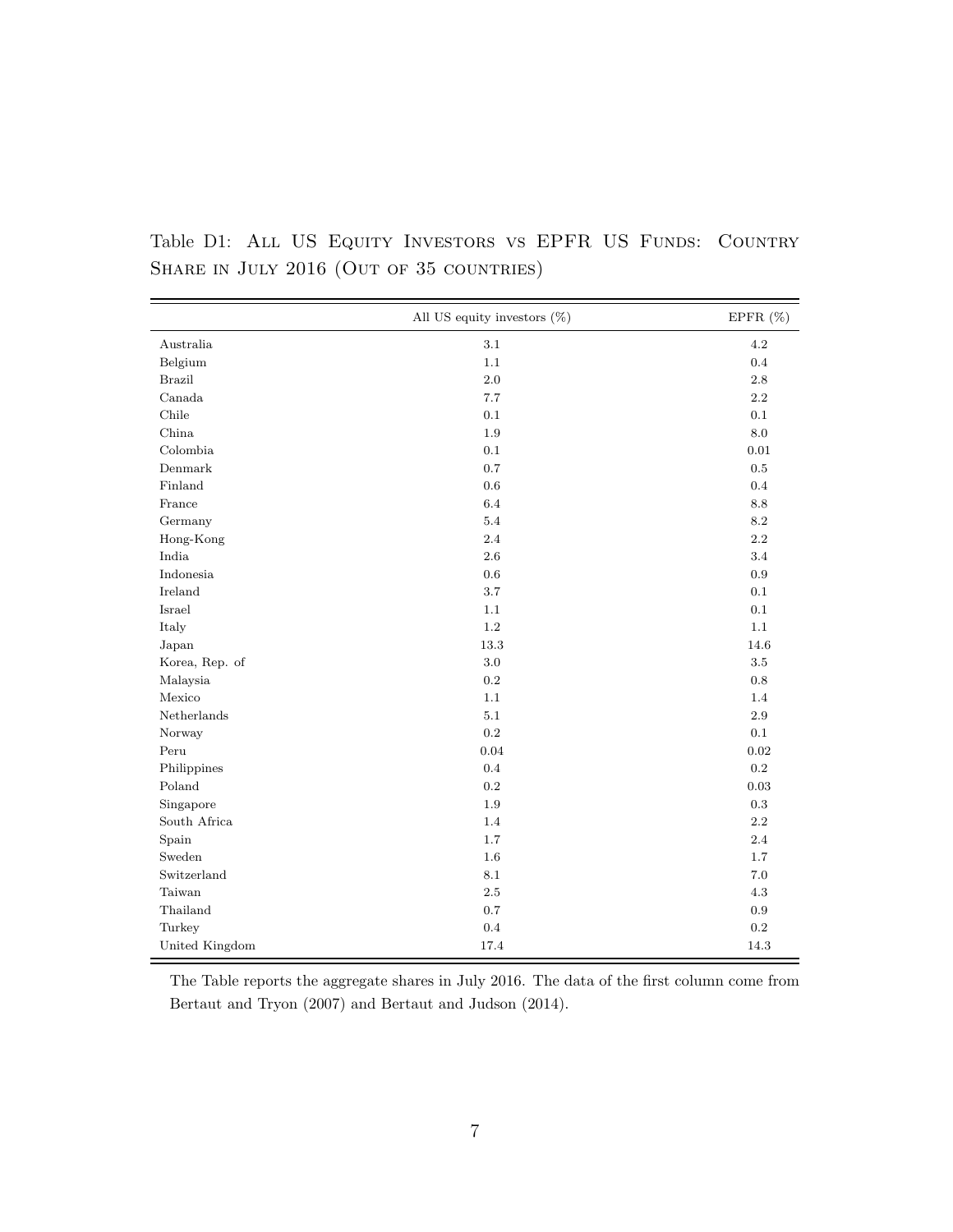Table D1: All US Equity Investors vs EPFR US Funds: Country Share in July 2016 (Out of 35 countries)

| | All US equity investors (%) | EPFR (%) |
|---|---|---|
| Australia | 3.1 | 4.2 |
| Belgium | 1.1 | 0.4 |
| Brazil | 2.0 | 2.8 |
| Canada | 7.7 | 2.2 |
| Chile | 0.1 | 0.1 |
| China | 1.9 | 8.0 |
| Colombia | 0.1 | 0.01 |
| Denmark | 0.7 | 0.5 |
| Finland | 0.6 | 0.4 |
| France | 6.4 | 8.8 |
| Germany | 5.4 | 8.2 |
| Hong-Kong | 2.4 | 2.2 |
| India | 2.6 | 3.4 |
| Indonesia | 0.6 | 0.9 |
| Ireland | 3.7 | 0.1 |
| Israel | 1.1 | 0.1 |
| Italy | 1.2 | 1.1 |
| Japan | 13.3 | 14.6 |
| Korea, Rep. of | 3.0 | 3.5 |
| Malaysia | 0.2 | 0.8 |
| Mexico | 1.1 | 1.4 |
| Netherlands | 5.1 | 2.9 |
| Norway | 0.2 | 0.1 |
| Peru | 0.04 | 0.02 |
| Philippines | 0.4 | 0.2 |
| Poland | 0.2 | 0.03 |
| Singapore | 1.9 | 0.3 |
| South Africa | 1.4 | 2.2 |
| Spain | 1.7 | 2.4 |
| Sweden | 1.6 | 1.7 |
| Switzerland | 8.1 | 7.0 |
| Taiwan | 2.5 | 4.3 |
| Thailand | 0.7 | 0.9 |
| Turkey | 0.4 | 0.2 |
| United Kingdom | 17.4 | 14.3 |

The Table reports the aggregate shares in July 2016. The data of the first column come from Bertaut and Tryon (2007) and Bertaut and Judson (2014).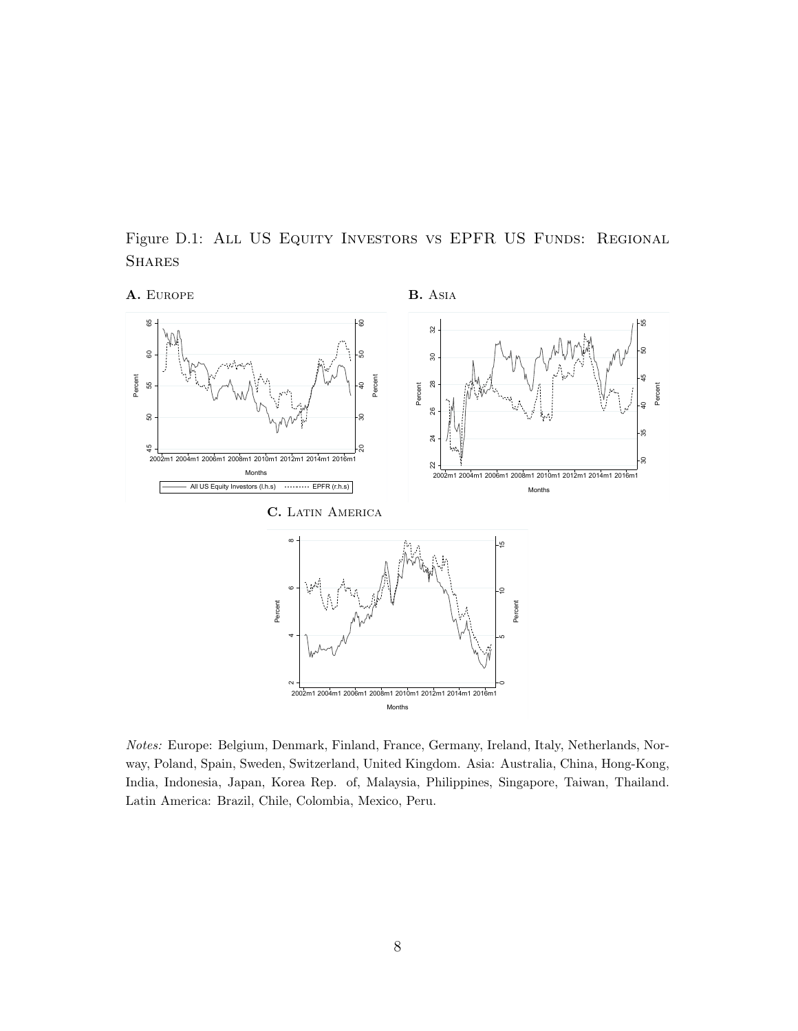Figure D.1: All US Equity Investors vs EPFR US Funds: Regional Shares

**A.** Europe

65
60
55
50
45
Percent
60
50
40
30
20
Percent
2002m1 2004m1 2006m1 2008m1 2010m1 2012m1 2014m1 2016m1
Months
All US Equity Investors (l.h.s) EPFR (r.h.s)

**B.** Asia

32
30
28
26
24
22
Percent
55
50
45
40
35
30
Percent
2002m1 2004m1 2006m1 2008m1 2010m1 2012m1 2014m1 2016m1
Months

**C.** Latin America

8
6
4
2
Percent
15
10
5
0
Percent
2002m1 2004m1 2006m1 2008m1 2010m1 2012m1 2014m1 2016m1
Months

*Notes:* Europe: Belgium, Denmark, Finland, France, Germany, Ireland, Italy, Netherlands, Norway, Poland, Spain, Sweden, Switzerland, United Kingdom. Asia: Australia, China, Hong-Kong, India, Indonesia, Japan, Korea Rep. of, Malaysia, Philippines, Singapore, Taiwan, Thailand. Latin America: Brazil, Chile, Colombia, Mexico, Peru.